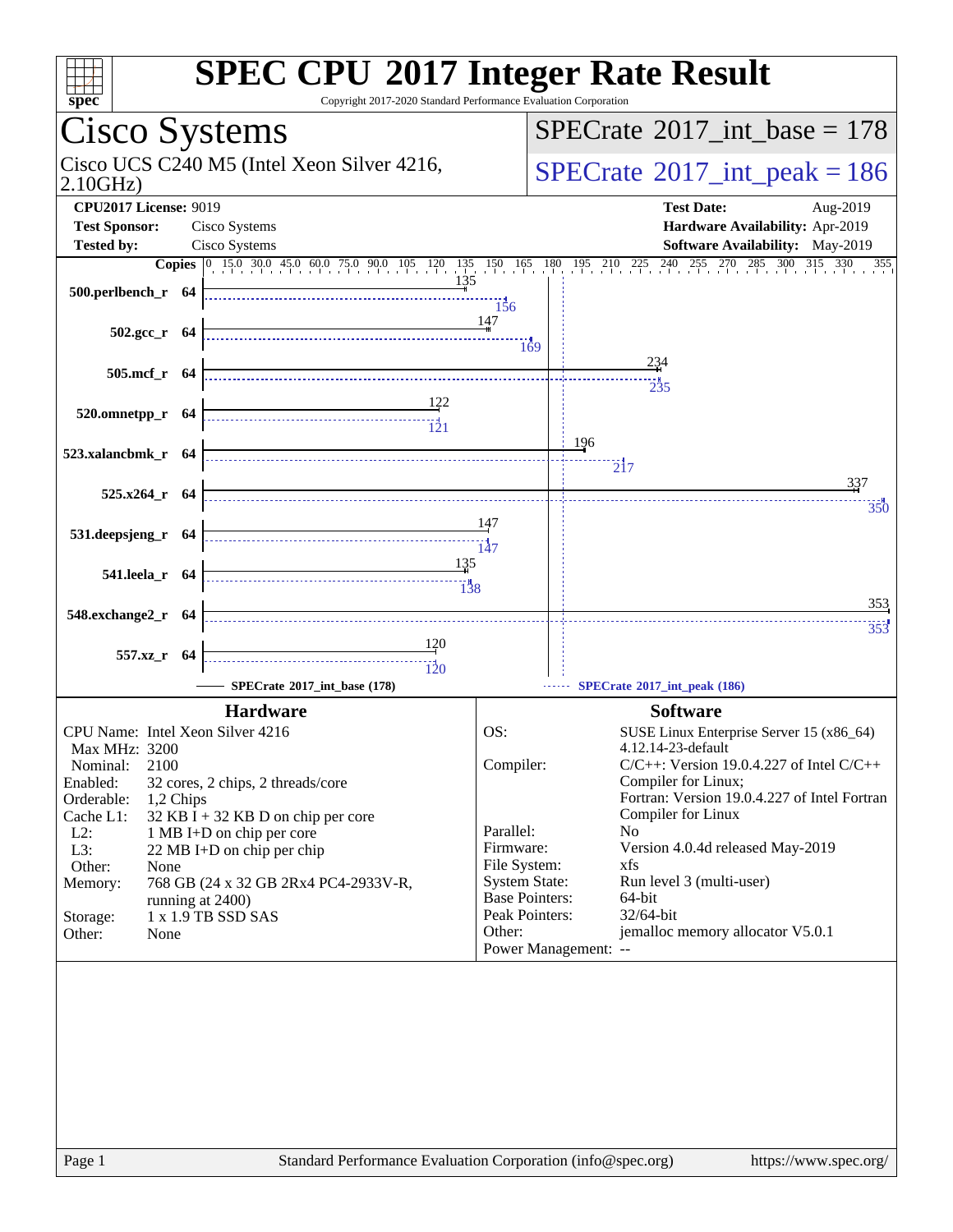# SPEC CPU 2017 Integer Rate Result

Copyright 2017-2020 Standard Performance Evaluation Corporation

## Cisco Systems

Cisco UCS C240 M5 (Intel Xeon Silver 4216, 2.10GHz)

SPECrate 2017_int_base = 178

SPECrate 2017_int_peak = 186

**CPU2017 License:** 9019
**Test Sponsor:** Cisco Systems
**Tested by:** Cisco Systems

**Test Date:** Aug-2019
**Hardware Availability:** Apr-2019
**Software Availability:** May-2019

| Benchmark | Copies | Base | Peak |
|---|---|---|---|
| 500.perlbench_r | 64 | 135 | 156 |
| 502.gcc_r | 64 | 147 | 169 |
| 505.mcf_r | 64 | 234 | 235 |
| 520.omnetpp_r | 64 | 122 | 121 |
| 523.xalancbmk_r | 64 | 196 | 217 |
| 525.x264_r | 64 | 337 | 350 |
| 531.deepsjeng_r | 64 | 147 | 147 |
| 541.leela_r | 64 | 135 | 138 |
| 548.exchange2_r | 64 | 353 | 353 |
| 557.xz_r | 64 | 120 | 120 |

SPECrate 2017_int_base (178) — SPECrate 2017_int_peak (186)

### Hardware

| | |
|---|---|
| CPU Name: | Intel Xeon Silver 4216 |
| Max MHz: | 3200 |
| Nominal: | 2100 |
| Enabled: | 32 cores, 2 chips, 2 threads/core |
| Orderable: | 1,2 Chips |
| Cache L1: | 32 KB I + 32 KB D on chip per core |
| L2: | 1 MB I+D on chip per core |
| L3: | 22 MB I+D on chip per chip |
| Other: | None |
| Memory: | 768 GB (24 x 32 GB 2Rx4 PC4-2933V-R, running at 2400) |
| Storage: | 1 x 1.9 TB SSD SAS |
| Other: | None |

### Software

| | |
|---|---|
| OS: | SUSE Linux Enterprise Server 15 (x86_64) 4.12.14-23-default |
| Compiler: | C/C++: Version 19.0.4.227 of Intel C/C++ Compiler for Linux; Fortran: Version 19.0.4.227 of Intel Fortran Compiler for Linux |
| Parallel: | No |
| Firmware: | Version 4.0.4d released May-2019 |
| File System: | xfs |
| System State: | Run level 3 (multi-user) |
| Base Pointers: | 64-bit |
| Peak Pointers: | 32/64-bit |
| Other: | jemalloc memory allocator V5.0.1 |
| Power Management: | -- |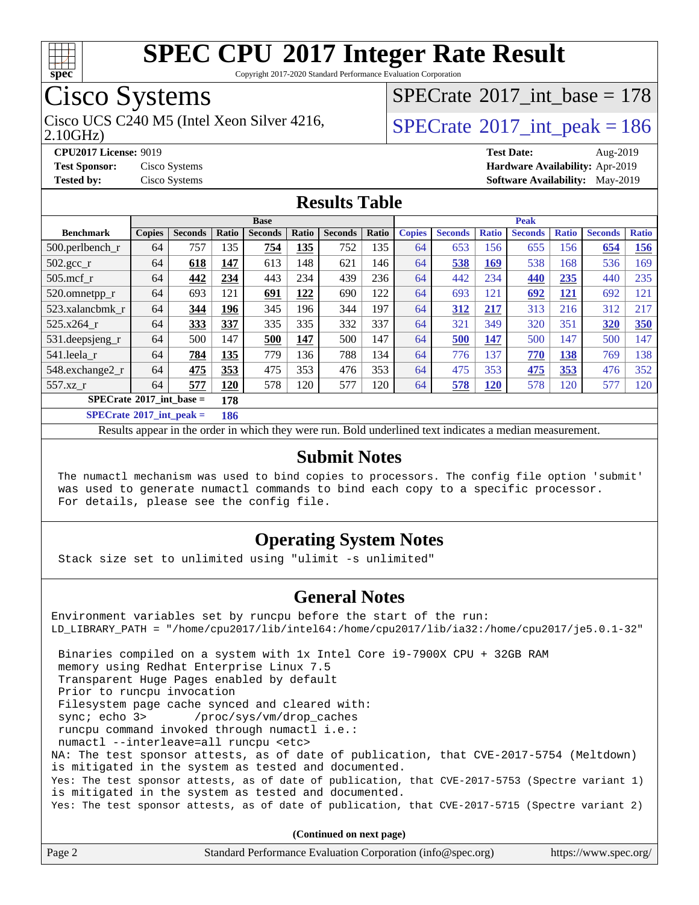# SPEC CPU 2017 Integer Rate Result

Copyright 2017-2020 Standard Performance Evaluation Corporation

## Cisco Systems

Cisco UCS C240 M5 (Intel Xeon Silver 4216, 2.10GHz)

SPECrate 2017_int_base = 178

SPECrate 2017_int_peak = 186

**CPU2017 License:** 9019
**Test Sponsor:** Cisco Systems
**Tested by:** Cisco Systems

**Test Date:** Aug-2019
**Hardware Availability:** Apr-2019
**Software Availability:** May-2019

## Results Table

| Benchmark | Base | | | | | | | Peak | | | | | | |
|---|---|---|---|---|---|---|---|---|---|---|---|---|---|---|
| | Copies | Seconds | Ratio | Seconds | Ratio | Seconds | Ratio | Copies | Seconds | Ratio | Seconds | Ratio | Seconds | Ratio |
| 500.perlbench_r | 64 | 757 | 135 | **754** | **135** | 752 | 135 | 64 | 653 | 156 | 655 | 156 | **654** | **156** |
| 502.gcc_r | 64 | **618** | **147** | 613 | 148 | 621 | 146 | 64 | **538** | **169** | 538 | 168 | 536 | 169 |
| 505.mcf_r | 64 | **442** | **234** | 443 | 234 | 439 | 236 | 64 | 442 | 234 | **440** | **235** | 440 | 235 |
| 520.omnetpp_r | 64 | 693 | 121 | **691** | **122** | 690 | 122 | 64 | 693 | 121 | **692** | **121** | 692 | 121 |
| 523.xalancbmk_r | 64 | **344** | **196** | 345 | 196 | 344 | 197 | 64 | **312** | **217** | 313 | 216 | 312 | 217 |
| 525.x264_r | 64 | **333** | **337** | 335 | 335 | 332 | 337 | 64 | 321 | 349 | 320 | 351 | **320** | **350** |
| 531.deepsjeng_r | 64 | 500 | 147 | **500** | **147** | 500 | 147 | 64 | **500** | **147** | 500 | 147 | 500 | 147 |
| 541.leela_r | 64 | **784** | **135** | 779 | 136 | 788 | 134 | 64 | 776 | 137 | **770** | **138** | 769 | 138 |
| 548.exchange2_r | 64 | **475** | **353** | 475 | 353 | 476 | 353 | 64 | 475 | 353 | **475** | **353** | 476 | 352 |
| 557.xz_r | 64 | **577** | **120** | 578 | 120 | 577 | 120 | 64 | **578** | **120** | 578 | 120 | 577 | 120 |

SPECrate 2017_int_base = **178**

SPECrate 2017_int_peak = **186**

Results appear in the order in which they were run. Bold underlined text indicates a median measurement.

## Submit Notes

```
The numactl mechanism was used to bind copies to processors. The config file option 'submit'
was used to generate numactl commands to bind each copy to a specific processor.
For details, please see the config file.
```

## Operating System Notes

```
Stack size set to unlimited using "ulimit -s unlimited"
```

## General Notes

```
Environment variables set by runcpu before the start of the run:
LD_LIBRARY_PATH = "/home/cpu2017/lib/intel64:/home/cpu2017/lib/ia32:/home/cpu2017/je5.0.1-32"

 Binaries compiled on a system with 1x Intel Core i9-7900X CPU + 32GB RAM
 memory using Redhat Enterprise Linux 7.5
 Transparent Huge Pages enabled by default
 Prior to runcpu invocation
 Filesystem page cache synced and cleared with:
 sync; echo 3>       /proc/sys/vm/drop_caches
 runcpu command invoked through numactl i.e.:
 numactl --interleave=all runcpu <etc>
NA: The test sponsor attests, as of date of publication, that CVE-2017-5754 (Meltdown)
is mitigated in the system as tested and documented.
Yes: The test sponsor attests, as of date of publication, that CVE-2017-5753 (Spectre variant 1)
is mitigated in the system as tested and documented.
Yes: The test sponsor attests, as of date of publication, that CVE-2017-5715 (Spectre variant 2)
```

**(Continued on next page)**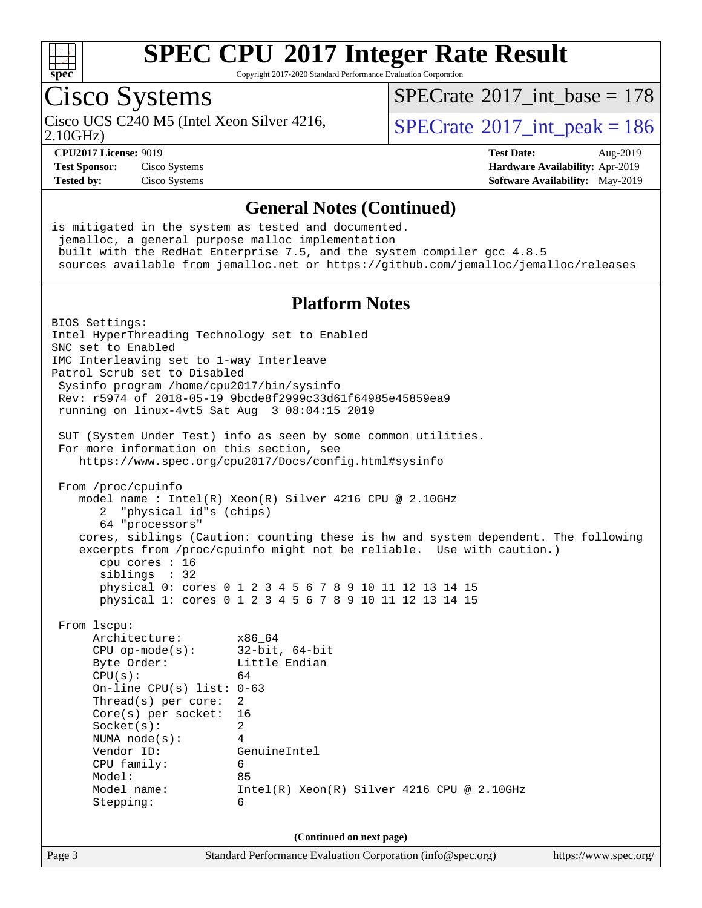# SPEC CPU 2017 Integer Rate Result

Copyright 2017-2020 Standard Performance Evaluation Corporation

## Cisco Systems

Cisco UCS C240 M5 (Intel Xeon Silver 4216, 2.10GHz)

SPECrate 2017_int_base = 178

SPECrate 2017_int_peak = 186

**CPU2017 License:** 9019
**Test Sponsor:** Cisco Systems
**Tested by:** Cisco Systems

**Test Date:** Aug-2019
**Hardware Availability:** Apr-2019
**Software Availability:** May-2019

## General Notes (Continued)

```
is mitigated in the system as tested and documented.
 jemalloc, a general purpose malloc implementation
 built with the RedHat Enterprise 7.5, and the system compiler gcc 4.8.5
 sources available from jemalloc.net or https://github.com/jemalloc/jemalloc/releases
```

## Platform Notes

```
BIOS Settings:
Intel HyperThreading Technology set to Enabled
SNC set to Enabled
IMC Interleaving set to 1-way Interleave
Patrol Scrub set to Disabled
 Sysinfo program /home/cpu2017/bin/sysinfo
 Rev: r5974 of 2018-05-19 9bcde8f2999c33d61f64985e45859ea9
 running on linux-4vt5 Sat Aug  3 08:04:15 2019

 SUT (System Under Test) info as seen by some common utilities.
 For more information on this section, see
    https://www.spec.org/cpu2017/Docs/config.html#sysinfo

 From /proc/cpuinfo
    model name : Intel(R) Xeon(R) Silver 4216 CPU @ 2.10GHz
       2  "physical id"s (chips)
       64 "processors"
    cores, siblings (Caution: counting these is hw and system dependent. The following
    excerpts from /proc/cpuinfo might not be reliable.  Use with caution.)
       cpu cores : 16
       siblings  : 32
       physical 0: cores 0 1 2 3 4 5 6 7 8 9 10 11 12 13 14 15
       physical 1: cores 0 1 2 3 4 5 6 7 8 9 10 11 12 13 14 15

 From lscpu:
      Architecture:          x86_64
      CPU op-mode(s):        32-bit, 64-bit
      Byte Order:            Little Endian
      CPU(s):                64
      On-line CPU(s) list: 0-63
      Thread(s) per core:  2
      Core(s) per socket:  16
      Socket(s):             2
      NUMA node(s):          4
      Vendor ID:             GenuineIntel
      CPU family:            6
      Model:                 85
      Model name:            Intel(R) Xeon(R) Silver 4216 CPU @ 2.10GHz
      Stepping:              6
```

(Continued on next page)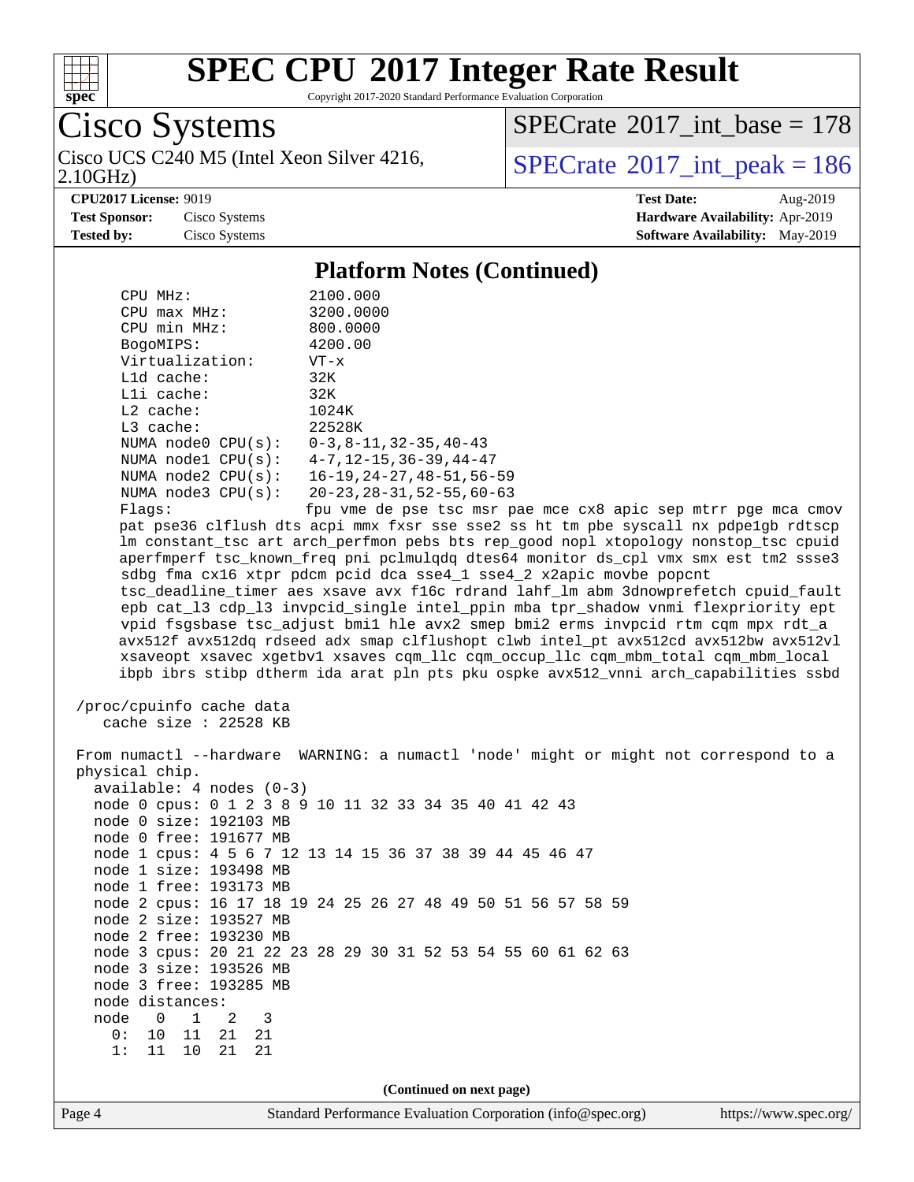## Platform Notes (Continued)

```
CPU MHz:               2100.000
CPU max MHz:           3200.0000
CPU min MHz:           800.0000
BogoMIPS:              4200.00
Virtualization:        VT-x
L1d cache:             32K
L1i cache:             32K
L2 cache:              1024K
L3 cache:              22528K
NUMA node0 CPU(s):     0-3,8-11,32-35,40-43
NUMA node1 CPU(s):     4-7,12-15,36-39,44-47
NUMA node2 CPU(s):     16-19,24-27,48-51,56-59
NUMA node3 CPU(s):     20-23,28-31,52-55,60-63
Flags:                 fpu vme de pse tsc msr pae mce cx8 apic sep mtrr pge mca cmov
pat pse36 clflush dts acpi mmx fxsr sse sse2 ss ht tm pbe syscall nx pdpe1gb rdtscp
lm constant_tsc art arch_perfmon pebs bts rep_good nopl xtopology nonstop_tsc cpuid
aperfmperf tsc_known_freq pni pclmulqdq dtes64 monitor ds_cpl vmx smx est tm2 ssse3
sdbg fma cx16 xtpr pdcm pcid dca sse4_1 sse4_2 x2apic movbe popcnt
tsc_deadline_timer aes xsave avx f16c rdrand lahf_lm abm 3dnowprefetch cpuid_fault
epb cat_l3 cdp_l3 invpcid_single intel_ppin mba tpr_shadow vnmi flexpriority ept
vpid fsgsbase tsc_adjust bmi1 hle avx2 smep bmi2 erms invpcid rtm cqm mpx rdt_a
avx512f avx512dq rdseed adx smap clflushopt clwb intel_pt avx512cd avx512bw avx512vl
xsaveopt xsavec xgetbv1 xsaves cqm_llc cqm_occup_llc cqm_mbm_total cqm_mbm_local
ibpb ibrs stibp dtherm ida arat pln pts pku ospke avx512_vnni arch_capabilities ssbd

/proc/cpuinfo cache data
   cache size : 22528 KB

From numactl --hardware  WARNING: a numactl 'node' might or might not correspond to a
physical chip.
  available: 4 nodes (0-3)
  node 0 cpus: 0 1 2 3 8 9 10 11 32 33 34 35 40 41 42 43
  node 0 size: 192103 MB
  node 0 free: 191677 MB
  node 1 cpus: 4 5 6 7 12 13 14 15 36 37 38 39 44 45 46 47
  node 1 size: 193498 MB
  node 1 free: 193173 MB
  node 2 cpus: 16 17 18 19 24 25 26 27 48 49 50 51 56 57 58 59
  node 2 size: 193527 MB
  node 2 free: 193230 MB
  node 3 cpus: 20 21 22 23 28 29 30 31 52 53 54 55 60 61 62 63
  node 3 size: 193526 MB
  node 3 free: 193285 MB
  node distances:
  node   0   1   2   3
    0:  10  11  21  21
    1:  11  10  21  21
```

(Continued on next page)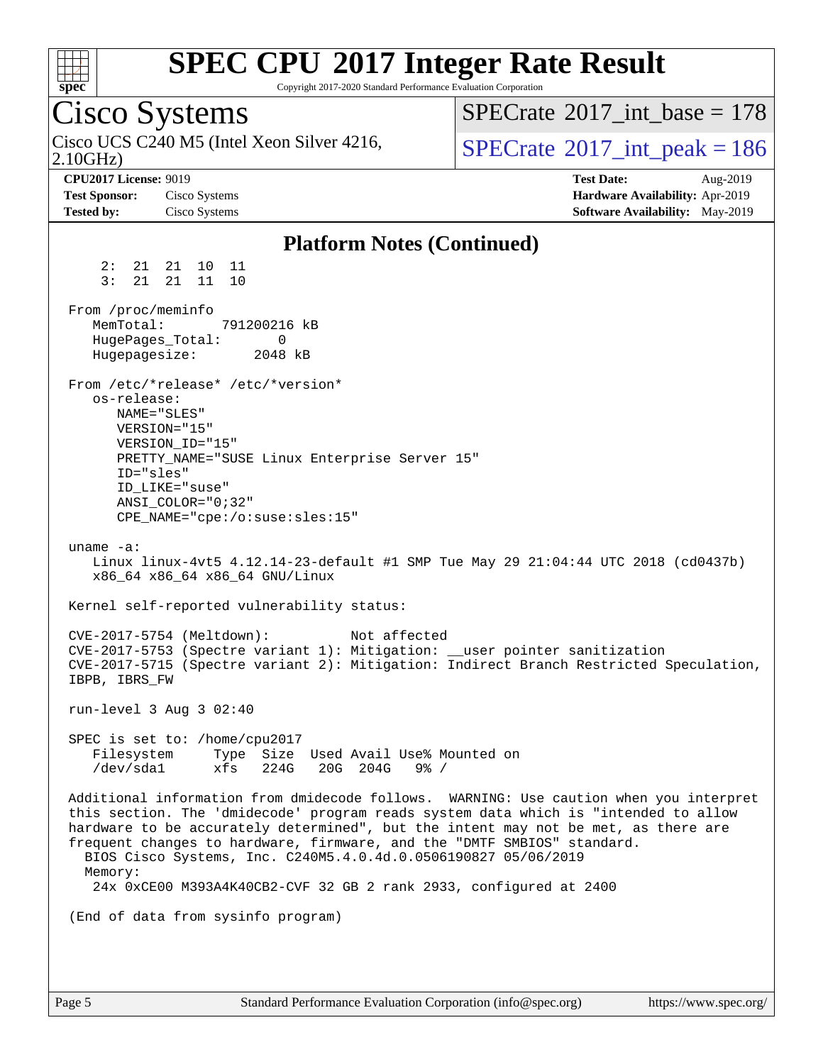## Platform Notes (Continued)

```
     2:  21  21  10  11
     3:  21  21  11  10

 From /proc/meminfo
    MemTotal:       791200216 kB
    HugePages_Total:       0
    Hugepagesize:       2048 kB

 From /etc/*release* /etc/*version*
    os-release:
       NAME="SLES"
       VERSION="15"
       VERSION_ID="15"
       PRETTY_NAME="SUSE Linux Enterprise Server 15"
       ID="sles"
       ID_LIKE="suse"
       ANSI_COLOR="0;32"
       CPE_NAME="cpe:/o:suse:sles:15"

 uname -a:
    Linux linux-4vt5 4.12.14-23-default #1 SMP Tue May 29 21:04:44 UTC 2018 (cd0437b)
    x86_64 x86_64 x86_64 GNU/Linux

 Kernel self-reported vulnerability status:

 CVE-2017-5754 (Meltdown):          Not affected
 CVE-2017-5753 (Spectre variant 1): Mitigation: __user pointer sanitization
 CVE-2017-5715 (Spectre variant 2): Mitigation: Indirect Branch Restricted Speculation,
 IBPB, IBRS_FW

 run-level 3 Aug 3 02:40

 SPEC is set to: /home/cpu2017
    Filesystem     Type  Size  Used Avail Use% Mounted on
    /dev/sda1      xfs   224G   20G  204G   9% /

 Additional information from dmidecode follows.  WARNING: Use caution when you interpret
 this section. The 'dmidecode' program reads system data which is "intended to allow
 hardware to be accurately determined", but the intent may not be met, as there are
 frequent changes to hardware, firmware, and the "DMTF SMBIOS" standard.
   BIOS Cisco Systems, Inc. C240M5.4.0.4d.0.0506190827 05/06/2019
   Memory:
    24x 0xCE00 M393A4K40CB2-CVF 32 GB 2 rank 2933, configured at 2400

 (End of data from sysinfo program)
```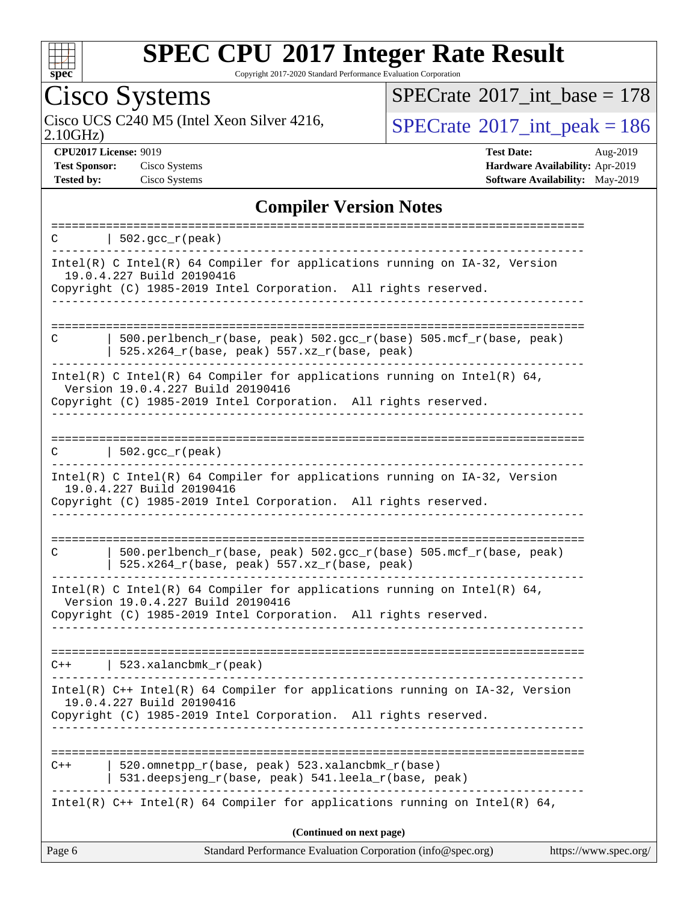# SPEC CPU 2017 Integer Rate Result

Copyright 2017-2020 Standard Performance Evaluation Corporation

## Cisco Systems

Cisco UCS C240 M5 (Intel Xeon Silver 4216, 2.10GHz)

SPECrate 2017_int_base = 178

SPECrate 2017_int_peak = 186

**CPU2017 License:** 9019
**Test Sponsor:** Cisco Systems
**Tested by:** Cisco Systems

**Test Date:** Aug-2019
**Hardware Availability:** Apr-2019
**Software Availability:** May-2019

## Compiler Version Notes

```
==============================================================================
C       | 502.gcc_r(peak)
------------------------------------------------------------------------------
Intel(R) C Intel(R) 64 Compiler for applications running on IA-32, Version
  19.0.4.227 Build 20190416
Copyright (C) 1985-2019 Intel Corporation.  All rights reserved.
------------------------------------------------------------------------------

==============================================================================
C       | 500.perlbench_r(base, peak) 502.gcc_r(base) 505.mcf_r(base, peak)
        | 525.x264_r(base, peak) 557.xz_r(base, peak)
------------------------------------------------------------------------------
Intel(R) C Intel(R) 64 Compiler for applications running on Intel(R) 64,
  Version 19.0.4.227 Build 20190416
Copyright (C) 1985-2019 Intel Corporation.  All rights reserved.
------------------------------------------------------------------------------

==============================================================================
C       | 502.gcc_r(peak)
------------------------------------------------------------------------------
Intel(R) C Intel(R) 64 Compiler for applications running on IA-32, Version
  19.0.4.227 Build 20190416
Copyright (C) 1985-2019 Intel Corporation.  All rights reserved.
------------------------------------------------------------------------------

==============================================================================
C       | 500.perlbench_r(base, peak) 502.gcc_r(base) 505.mcf_r(base, peak)
        | 525.x264_r(base, peak) 557.xz_r(base, peak)
------------------------------------------------------------------------------
Intel(R) C Intel(R) 64 Compiler for applications running on Intel(R) 64,
  Version 19.0.4.227 Build 20190416
Copyright (C) 1985-2019 Intel Corporation.  All rights reserved.
------------------------------------------------------------------------------

==============================================================================
C++     | 523.xalancbmk_r(peak)
------------------------------------------------------------------------------
Intel(R) C++ Intel(R) 64 Compiler for applications running on IA-32, Version
  19.0.4.227 Build 20190416
Copyright (C) 1985-2019 Intel Corporation.  All rights reserved.
------------------------------------------------------------------------------

==============================================================================
C++     | 520.omnetpp_r(base, peak) 523.xalancbmk_r(base)
        | 531.deepsjeng_r(base, peak) 541.leela_r(base, peak)
------------------------------------------------------------------------------
Intel(R) C++ Intel(R) 64 Compiler for applications running on Intel(R) 64,
```

(Continued on next page)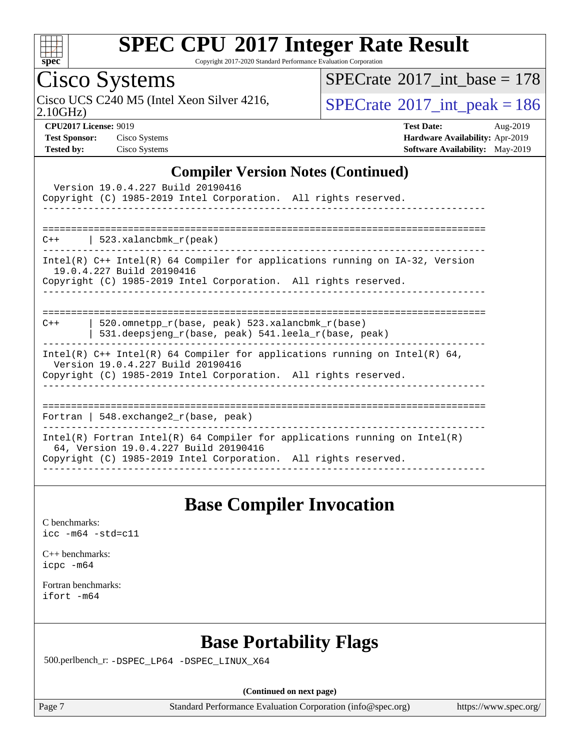## Compiler Version Notes (Continued)

```
  Version 19.0.4.227 Build 20190416
Copyright (C) 1985-2019 Intel Corporation.  All rights reserved.
------------------------------------------------------------------------------

==============================================================================
C++      | 523.xalancbmk_r(peak)
------------------------------------------------------------------------------
Intel(R) C++ Intel(R) 64 Compiler for applications running on IA-32, Version
  19.0.4.227 Build 20190416
Copyright (C) 1985-2019 Intel Corporation.  All rights reserved.
------------------------------------------------------------------------------

==============================================================================
C++      | 520.omnetpp_r(base, peak) 523.xalancbmk_r(base)
         | 531.deepsjeng_r(base, peak) 541.leela_r(base, peak)
------------------------------------------------------------------------------
Intel(R) C++ Intel(R) 64 Compiler for applications running on Intel(R) 64,
  Version 19.0.4.227 Build 20190416
Copyright (C) 1985-2019 Intel Corporation.  All rights reserved.
------------------------------------------------------------------------------

==============================================================================
Fortran | 548.exchange2_r(base, peak)
------------------------------------------------------------------------------
Intel(R) Fortran Intel(R) 64 Compiler for applications running on Intel(R)
  64, Version 19.0.4.227 Build 20190416
Copyright (C) 1985-2019 Intel Corporation.  All rights reserved.
------------------------------------------------------------------------------
```

## Base Compiler Invocation

C benchmarks:
`icc -m64 -std=c11`

C++ benchmarks:
`icpc -m64`

Fortran benchmarks:
`ifort -m64`

## Base Portability Flags

500.perlbench_r: `-DSPEC_LP64 -DSPEC_LINUX_X64`

**(Continued on next page)**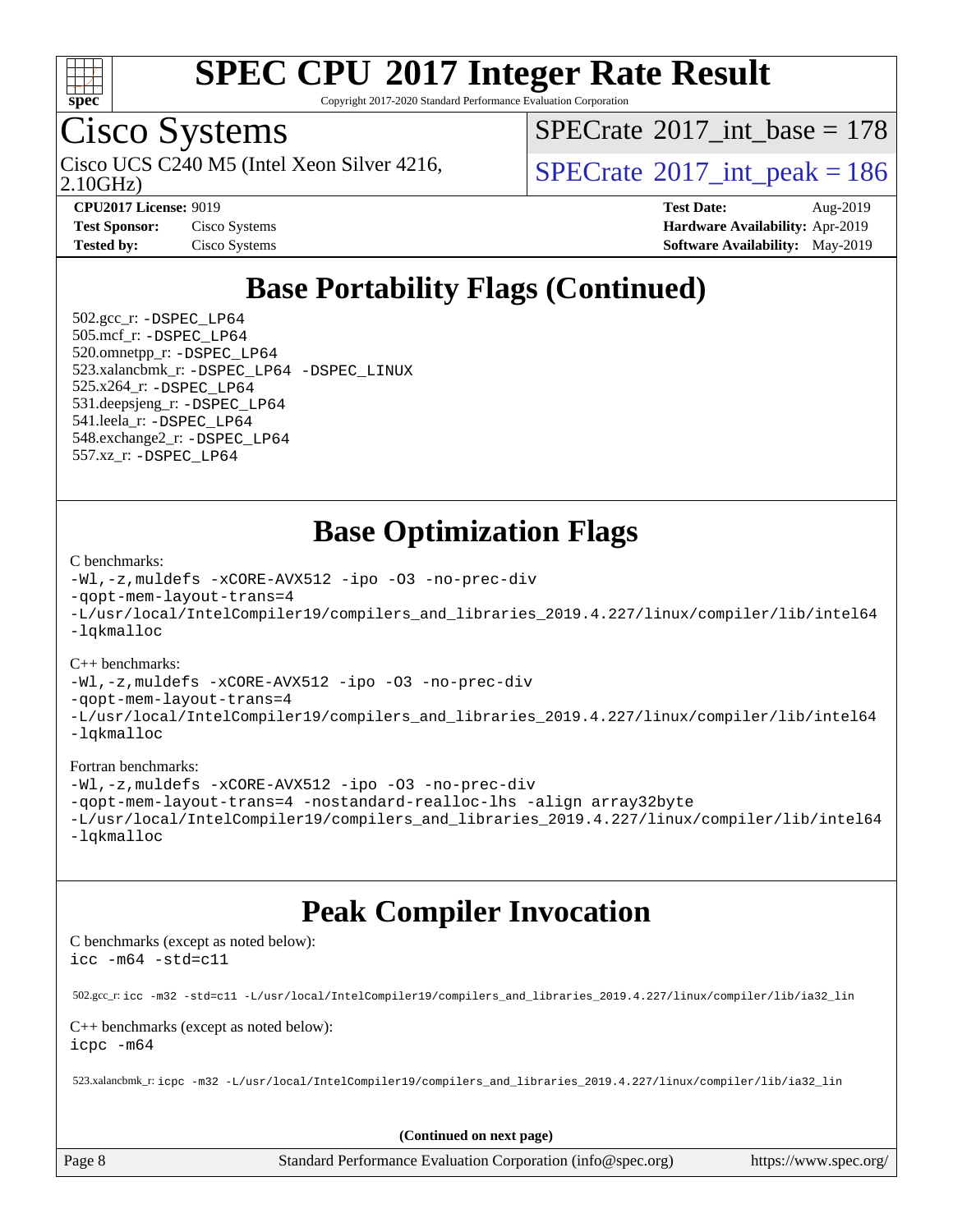# SPEC CPU 2017 Integer Rate Result

Copyright 2017-2020 Standard Performance Evaluation Corporation

## Cisco Systems

Cisco UCS C240 M5 (Intel Xeon Silver 4216, 2.10GHz)

SPECrate 2017_int_base = 178

SPECrate 2017_int_peak = 186

**CPU2017 License:** 9019
**Test Sponsor:** Cisco Systems
**Tested by:** Cisco Systems

**Test Date:** Aug-2019
**Hardware Availability:** Apr-2019
**Software Availability:** May-2019

## Base Portability Flags (Continued)

502.gcc_r: -DSPEC_LP64
505.mcf_r: -DSPEC_LP64
520.omnetpp_r: -DSPEC_LP64
523.xalancbmk_r: -DSPEC_LP64 -DSPEC_LINUX
525.x264_r: -DSPEC_LP64
531.deepsjeng_r: -DSPEC_LP64
541.leela_r: -DSPEC_LP64
548.exchange2_r: -DSPEC_LP64
557.xz_r: -DSPEC_LP64

## Base Optimization Flags

C benchmarks:

```
-Wl,-z,muldefs -xCORE-AVX512 -ipo -O3 -no-prec-div
-qopt-mem-layout-trans=4
-L/usr/local/IntelCompiler19/compilers_and_libraries_2019.4.227/linux/compiler/lib/intel64
-lqkmalloc
```

C++ benchmarks:

```
-Wl,-z,muldefs -xCORE-AVX512 -ipo -O3 -no-prec-div
-qopt-mem-layout-trans=4
-L/usr/local/IntelCompiler19/compilers_and_libraries_2019.4.227/linux/compiler/lib/intel64
-lqkmalloc
```

Fortran benchmarks:

```
-Wl,-z,muldefs -xCORE-AVX512 -ipo -O3 -no-prec-div
-qopt-mem-layout-trans=4 -nostandard-realloc-lhs -align array32byte
-L/usr/local/IntelCompiler19/compilers_and_libraries_2019.4.227/linux/compiler/lib/intel64
-lqkmalloc
```

## Peak Compiler Invocation

C benchmarks (except as noted below):

```
icc -m64 -std=c11
```

502.gcc_r: `icc -m32 -std=c11 -L/usr/local/IntelCompiler19/compilers_and_libraries_2019.4.227/linux/compiler/lib/ia32_lin`

C++ benchmarks (except as noted below):

```
icpc -m64
```

523.xalancbmk_r: `icpc -m32 -L/usr/local/IntelCompiler19/compilers_and_libraries_2019.4.227/linux/compiler/lib/ia32_lin`

**(Continued on next page)**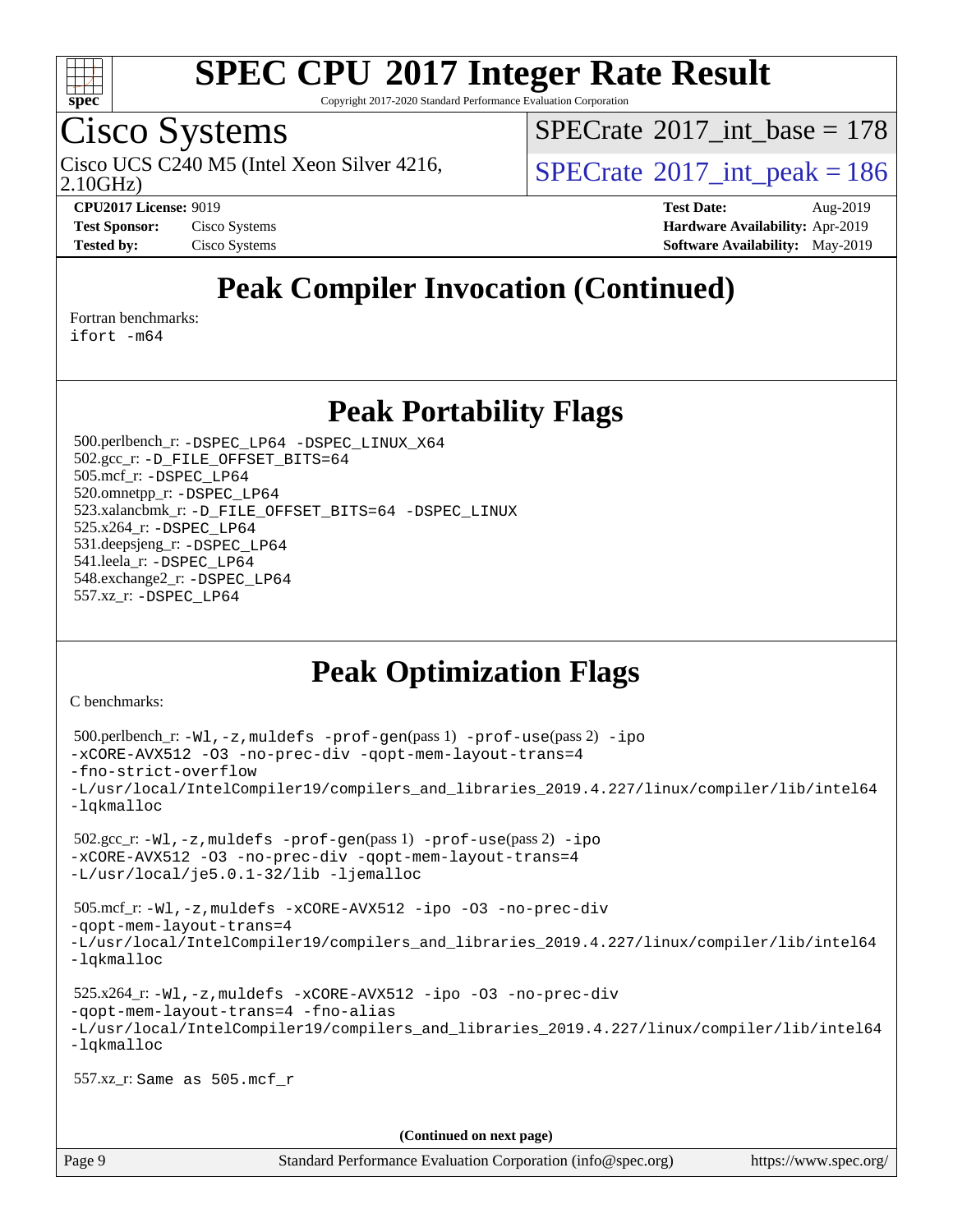# SPEC CPU 2017 Integer Rate Result

Copyright 2017-2020 Standard Performance Evaluation Corporation

## Cisco Systems

Cisco UCS C240 M5 (Intel Xeon Silver 4216, 2.10GHz)

SPECrate 2017_int_base = 178

SPECrate 2017_int_peak = 186

**CPU2017 License:** 9019
**Test Sponsor:** Cisco Systems
**Tested by:** Cisco Systems

**Test Date:** Aug-2019
**Hardware Availability:** Apr-2019
**Software Availability:** May-2019

## Peak Compiler Invocation (Continued)

Fortran benchmarks:
ifort -m64

## Peak Portability Flags

500.perlbench_r: -DSPEC_LP64 -DSPEC_LINUX_X64
502.gcc_r: -D_FILE_OFFSET_BITS=64
505.mcf_r: -DSPEC_LP64
520.omnetpp_r: -DSPEC_LP64
523.xalancbmk_r: -D_FILE_OFFSET_BITS=64 -DSPEC_LINUX
525.x264_r: -DSPEC_LP64
531.deepsjeng_r: -DSPEC_LP64
541.leela_r: -DSPEC_LP64
548.exchange2_r: -DSPEC_LP64
557.xz_r: -DSPEC_LP64

## Peak Optimization Flags

C benchmarks:

500.perlbench_r: -Wl,-z,muldefs -prof-gen(pass 1) -prof-use(pass 2) -ipo
-xCORE-AVX512 -O3 -no-prec-div -qopt-mem-layout-trans=4
-fno-strict-overflow
-L/usr/local/IntelCompiler19/compilers_and_libraries_2019.4.227/linux/compiler/lib/intel64
-lqkmalloc

502.gcc_r: -Wl,-z,muldefs -prof-gen(pass 1) -prof-use(pass 2) -ipo
-xCORE-AVX512 -O3 -no-prec-div -qopt-mem-layout-trans=4
-L/usr/local/je5.0.1-32/lib -ljemalloc

505.mcf_r: -Wl,-z,muldefs -xCORE-AVX512 -ipo -O3 -no-prec-div
-qopt-mem-layout-trans=4
-L/usr/local/IntelCompiler19/compilers_and_libraries_2019.4.227/linux/compiler/lib/intel64
-lqkmalloc

525.x264_r: -Wl,-z,muldefs -xCORE-AVX512 -ipo -O3 -no-prec-div
-qopt-mem-layout-trans=4 -fno-alias
-L/usr/local/IntelCompiler19/compilers_and_libraries_2019.4.227/linux/compiler/lib/intel64
-lqkmalloc

557.xz_r: Same as 505.mcf_r

**(Continued on next page)**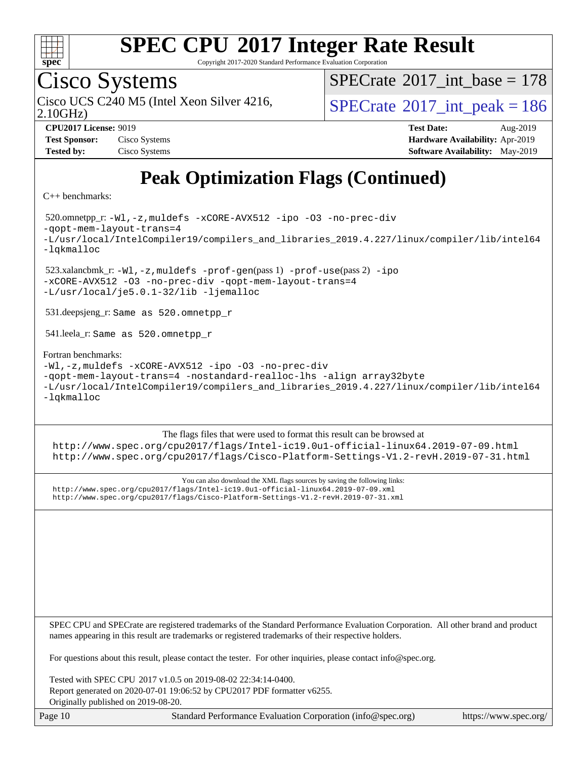# Peak Optimization Flags (Continued)

C++ benchmarks:

520.omnetpp_r: `-Wl,-z,muldefs -xCORE-AVX512 -ipo -O3 -no-prec-div -qopt-mem-layout-trans=4 -L/usr/local/IntelCompiler19/compilers_and_libraries_2019.4.227/linux/compiler/lib/intel64 -lqkmalloc`

523.xalancbmk_r: `-Wl,-z,muldefs -prof-gen`(pass 1) `-prof-use`(pass 2) `-ipo -xCORE-AVX512 -O3 -no-prec-div -qopt-mem-layout-trans=4 -L/usr/local/je5.0.1-32/lib -ljemalloc`

531.deepsjeng_r: Same as 520.omnetpp_r

541.leela_r: Same as 520.omnetpp_r

Fortran benchmarks:

`-Wl,-z,muldefs -xCORE-AVX512 -ipo -O3 -no-prec-div -qopt-mem-layout-trans=4 -nostandard-realloc-lhs -align array32byte -L/usr/local/IntelCompiler19/compilers_and_libraries_2019.4.227/linux/compiler/lib/intel64 -lqkmalloc`

The flags files that were used to format this result can be browsed at

http://www.spec.org/cpu2017/flags/Intel-ic19.0u1-official-linux64.2019-07-09.html
http://www.spec.org/cpu2017/flags/Cisco-Platform-Settings-V1.2-revH.2019-07-31.html

You can also download the XML flags sources by saving the following links:

http://www.spec.org/cpu2017/flags/Intel-ic19.0u1-official-linux64.2019-07-09.xml
http://www.spec.org/cpu2017/flags/Cisco-Platform-Settings-V1.2-revH.2019-07-31.xml

SPEC CPU and SPECrate are registered trademarks of the Standard Performance Evaluation Corporation. All other brand and product names appearing in this result are trademarks or registered trademarks of their respective holders.

For questions about this result, please contact the tester. For other inquiries, please contact info@spec.org.

Tested with SPEC CPU 2017 v1.0.5 on 2019-08-02 22:34:14-0400.
Report generated on 2020-07-01 19:06:52 by CPU2017 PDF formatter v6255.
Originally published on 2019-08-20.